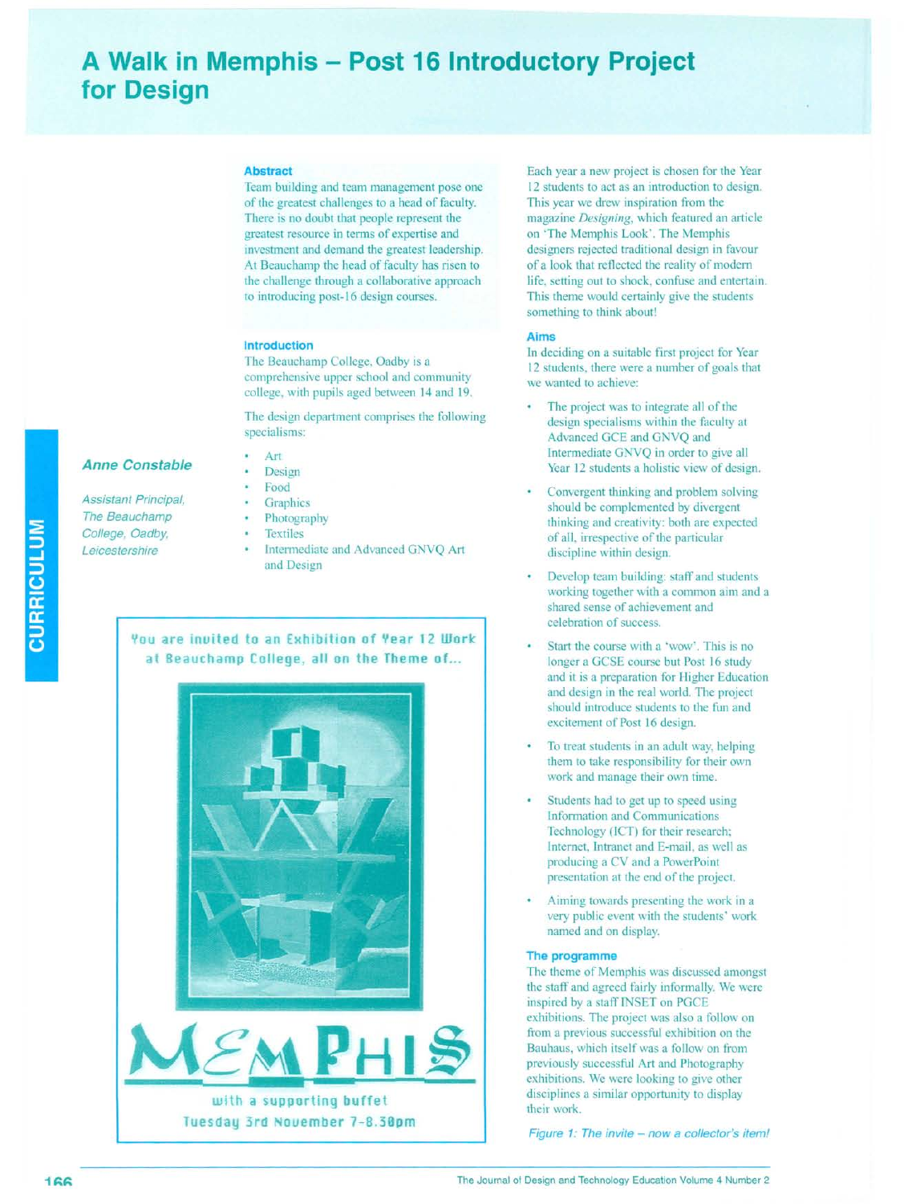# A Walk in Memphis – Post 16 Introductory Project for Design

*Anne Constable*

*Assistant Principal, The Beauchamp College, Oadby, Leicestershire*

## Abstract

Team building and team management pose one of the greatest challenges to a head of faculty. There is no doubt that people represent the greatest resource in terms of expertise and investment and demand the greatest leadership. At Beauchamp the head of faculty has risen to the challenge through a collaborative approach to introducing post-16 design courses.

## Introduction

The Beauchamp College, Oadby is a comprehensive upper school and community college, with pupils aged between 14 and 19.

The design department comprises the following specialisms:

- Art
- Design
- Food
- Graphics
- Photography
- Textiles
- Intermediate and Advanced GNVQ Art and Design

You are invited to an Exhibition of Year 12 Work at Beauchamp College, all on the Theme of...

MEMPHIS

with a supporting buffet

Tuesday 3rd November 7-8.30pm

*Figure 1: The invite – now a collector's item!*

Each year a new project is chosen for the Year 12 students to act as an introduction to design. This year we drew inspiration from the magazine *Designing*, which featured an article on 'The Memphis Look'. The Memphis designers rejected traditional design in favour of a look that reflected the reality of modern life, setting out to shock, confuse and entertain. This theme would certainly give the students something to think about!

## Aims

In deciding on a suitable first project for Year 12 students, there were a number of goals that we wanted to achieve:

- The project was to integrate all of the design specialisms within the faculty at Advanced GCE and GNVQ and Intermediate GNVQ in order to give all Year 12 students a holistic view of design.
- Convergent thinking and problem solving should be complemented by divergent thinking and creativity: both are expected of all, irrespective of the particular discipline within design.
- Develop team building: staff and students working together with a common aim and a shared sense of achievement and celebration of success.
- Start the course with a 'wow'. This is no longer a GCSE course but Post 16 study and it is a preparation for Higher Education and design in the real world. The project should introduce students to the fun and excitement of Post 16 design.
- To treat students in an adult way, helping them to take responsibility for their own work and manage their own time.
- Students had to get up to speed using Information and Communications Technology (ICT) for their research; Internet, Intranet and E-mail, as well as producing a CV and a PowerPoint presentation at the end of the project.
- Aiming towards presenting the work in a very public event with the students' work named and on display.

## The programme

The theme of Memphis was discussed amongst the staff and agreed fairly informally. We were inspired by a staff INSET on PGCE exhibitions. The project was also a follow on from a previous successful exhibition on the Bauhaus, which itself was a follow on from previously successful Art and Photography exhibitions. We were looking to give other disciplines a similar opportunity to display their work.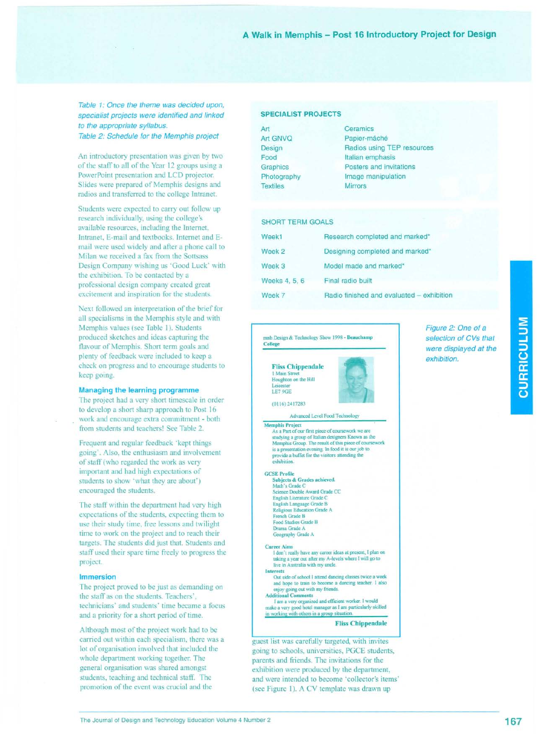*Table 1: Once the theme was decided upon, specialist projects were identified and linked to the appropriate syllabus.*
*Table 2: Schedule for the Memphis project*

An introductory presentation was given by two of the staff to all of the Year 12 groups using a PowerPoint presentation and LCD projector. Slides were prepared of Memphis designs and radios and transferred to the college Intranet.

Students were expected to carry out follow up research individually, using the college's available resources, including the Internet, Intranet, E-mail and textbooks. Internet and E-mail were used widely and after a phone call to Milan we received a fax from the Sottsass Design Company wishing us 'Good Luck' with the exhibition. To be contacted by a professional design company created great excitement and inspiration for the students.

Next followed an interpretation of the brief for all specialisms in the Memphis style and with Memphis values (see Table 1). Students produced sketches and ideas capturing the flavour of Memphis. Short term goals and plenty of feedback were included to keep a check on progress and to encourage students to keep going.

### Managing the learning programme

The project had a very short timescale in order to develop a short sharp approach to Post 16 work and encourage extra commitment - both from students and teachers! See Table 2.

Frequent and regular feedback 'kept things going'. Also, the enthusiasm and involvement of staff (who regarded the work as very important and had high expectations of students to show 'what they are about') encouraged the students.

The staff within the department had very high expectations of the students, expecting them to use their study time, free lessons and twilight time to work on the project and to reach their targets. The students did just that. Students and staff used their spare time freely to progress the project.

### Immersion

The project proved to be just as demanding on the staff as on the students. Teachers', technicians' and students' time became a focus and a priority for a short period of time.

Although most of the project work had to be carried out within each specialism, there was a lot of organisation involved that included the whole department working together. The general organisation was shared amongst students, teaching and technical staff. The promotion of the event was crucial and the guest list was carefully targeted, with invites going to schools, universities, PGCE students, parents and friends. The invitations for the exhibition were produced by the department, and were intended to become 'collector's items' (see Figure 1). A CV template was drawn up

| SPECIALIST PROJECTS | |
|---|---|
| Art | Ceramics |
| Art GNVQ | Papier-mâché |
| Design | Radios using TEP resources |
| Food | Italian emphasis |
| Graphics | Posters and invitations |
| Photography | Image manipulation |
| Textiles | Mirrors |

| SHORT TERM GOALS | |
|---|---|
| Week1 | Research completed and marked* |
| Week 2 | Designing completed and marked* |
| Week 3 | Model made and marked* |
| Weeks 4, 5, 6 | Final radio built |
| Week 7 | Radio finished and evaluated – exhibition |

mnb Design & Technology Show 1998 - **Beauchamp College**

**Fliss Chippendale**
1 Main Street
Houghton on the Hill
Leicester
LE7 9GE

(0116) 2417283

Advanced Level Food Technology

**Memphis Project**
As a Part of our first piece of coursework we are studying a group of Italian designers Known as the Memphis Group. The result of this piece of coursework is a presentation evening. In food it is our job to provide a buffet for the visitors attending the exhibition.

**GCSE Profile**
**Subjects & Grades achieved.**
Math's Grade C
Science Double Award Grade CC
English Literature Grade C
English Language Grade B
Religious Education Grade A
French Grade B
Food Studies Grade B
Drama Grade A
Geography Grade A

**Career Aims**
I don't really have any career ideas at present, I plan on taking a year out after my A-levels where I will go to live in Australia with my uncle.

**Interests**
Out side of school I attend dancing classes twice a week and hope to train to become a dancing teacher. I also enjoy going out with my friends.

**Additional Comments**
I am a very organized and efficient worker. I would make a very good hotel manager as I am particularly skilled in working with others in a group situation.

**Fliss Chippendale**

*Figure 2: One of a selection of CVs that were displayed at the exhibition.*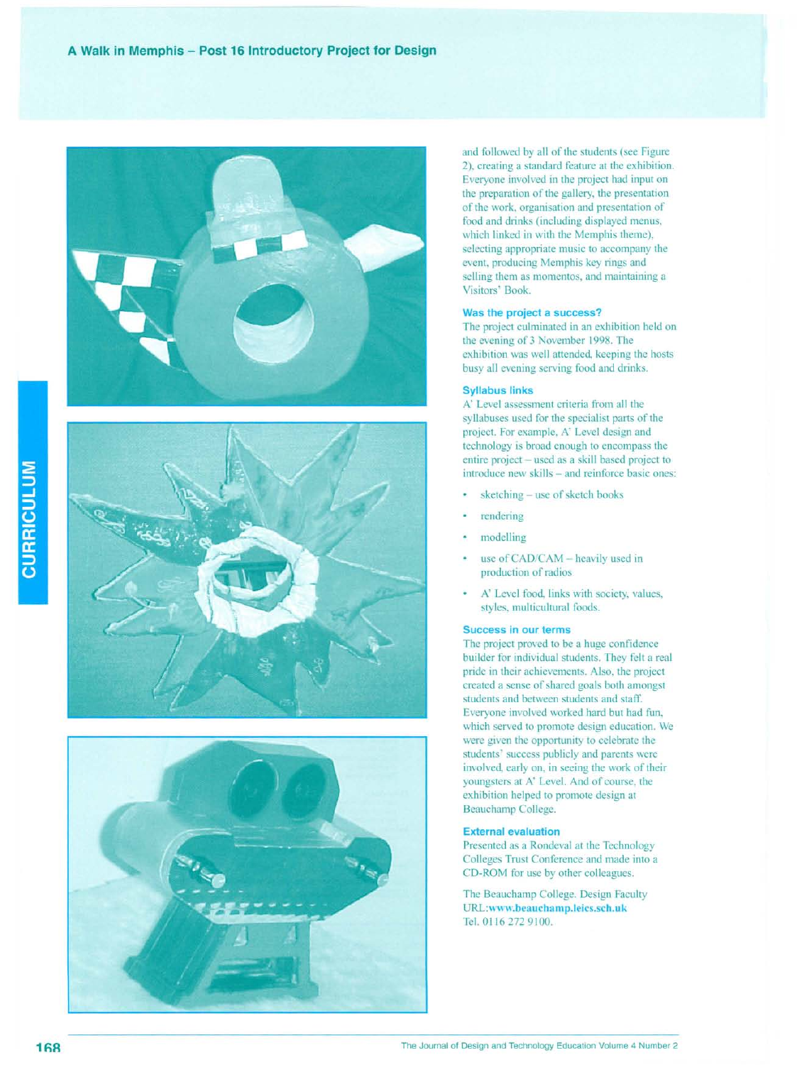and followed by all of the students (see Figure 2), creating a standard feature at the exhibition. Everyone involved in the project had input on the preparation of the gallery, the presentation of the work, organisation and presentation of food and drinks (including displayed menus, which linked in with the Memphis theme), selecting appropriate music to accompany the event, producing Memphis key rings and selling them as momentos, and maintaining a Visitors' Book.

### Was the project a success?

The project culminated in an exhibition held on the evening of 3 November 1998. The exhibition was well attended, keeping the hosts busy all evening serving food and drinks.

### Syllabus links

A' Level assessment criteria from all the syllabuses used for the specialist parts of the project. For example, A' Level design and technology is broad enough to encompass the entire project – used as a skill based project to introduce new skills – and reinforce basic ones:

- sketching – use of sketch books
- rendering
- modelling
- use of CAD/CAM – heavily used in production of radios
- A' Level food, links with society, values, styles, multicultural foods.

### Success in our terms

The project proved to be a huge confidence builder for individual students. They felt a real pride in their achievements. Also, the project created a sense of shared goals both amongst students and between students and staff. Everyone involved worked hard but had fun, which served to promote design education. We were given the opportunity to celebrate the students' success publicly and parents were involved, early on, in seeing the work of their youngsters at A' Level. And of course, the exhibition helped to promote design at Beauchamp College.

### External evaluation

Presented as a Rondeval at the Technology Colleges Trust Conference and made into a CD-ROM for use by other colleagues.

The Beauchamp College. Design Faculty
URL:**www.beauchamp.leics.sch.uk**
Tel. 0116 272 9100.